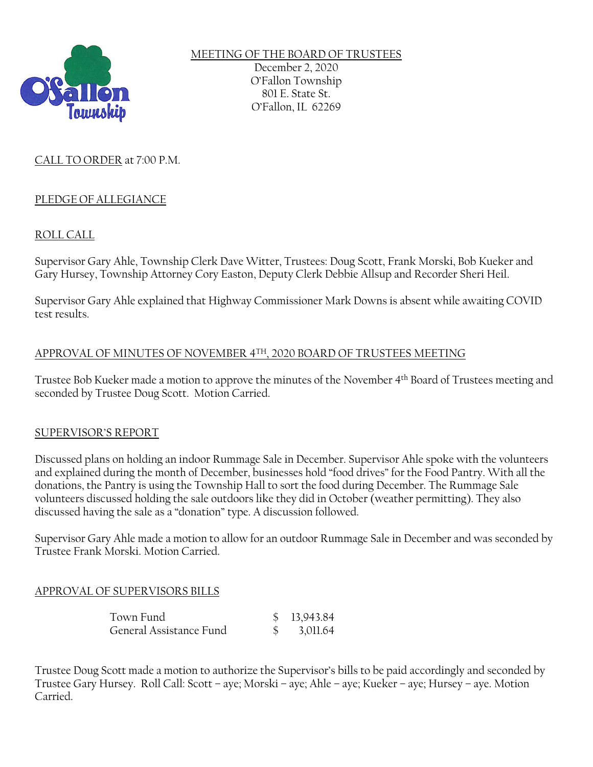# MEETING OF THE BOARD OF TRUSTEES

December 2, 2020
O'Fallon Township
801 E. State St.
O'Fallon, IL 62269

CALL TO ORDER at 7:00 P.M.

## PLEDGE OF ALLEGIANCE

## ROLL CALL

Supervisor Gary Ahle, Township Clerk Dave Witter, Trustees: Doug Scott, Frank Morski, Bob Kueker and Gary Hursey, Township Attorney Cory Easton, Deputy Clerk Debbie Allsup and Recorder Sheri Heil.

Supervisor Gary Ahle explained that Highway Commissioner Mark Downs is absent while awaiting COVID test results.

## APPROVAL OF MINUTES OF NOVEMBER 4TH, 2020 BOARD OF TRUSTEES MEETING

Trustee Bob Kueker made a motion to approve the minutes of the November 4th Board of Trustees meeting and seconded by Trustee Doug Scott. Motion Carried.

## SUPERVISOR'S REPORT

Discussed plans on holding an indoor Rummage Sale in December. Supervisor Ahle spoke with the volunteers and explained during the month of December, businesses hold "food drives" for the Food Pantry. With all the donations, the Pantry is using the Township Hall to sort the food during December. The Rummage Sale volunteers discussed holding the sale outdoors like they did in October (weather permitting). They also discussed having the sale as a "donation" type. A discussion followed.

Supervisor Gary Ahle made a motion to allow for an outdoor Rummage Sale in December and was seconded by Trustee Frank Morski. Motion Carried.

## APPROVAL OF SUPERVISORS BILLS

| | |
|---|---|
| Town Fund | $ 13,943.84 |
| General Assistance Fund | $ 3,011.64 |

Trustee Doug Scott made a motion to authorize the Supervisor's bills to be paid accordingly and seconded by Trustee Gary Hursey. Roll Call: Scott – aye; Morski – aye; Ahle – aye; Kueker – aye; Hursey – aye. Motion Carried.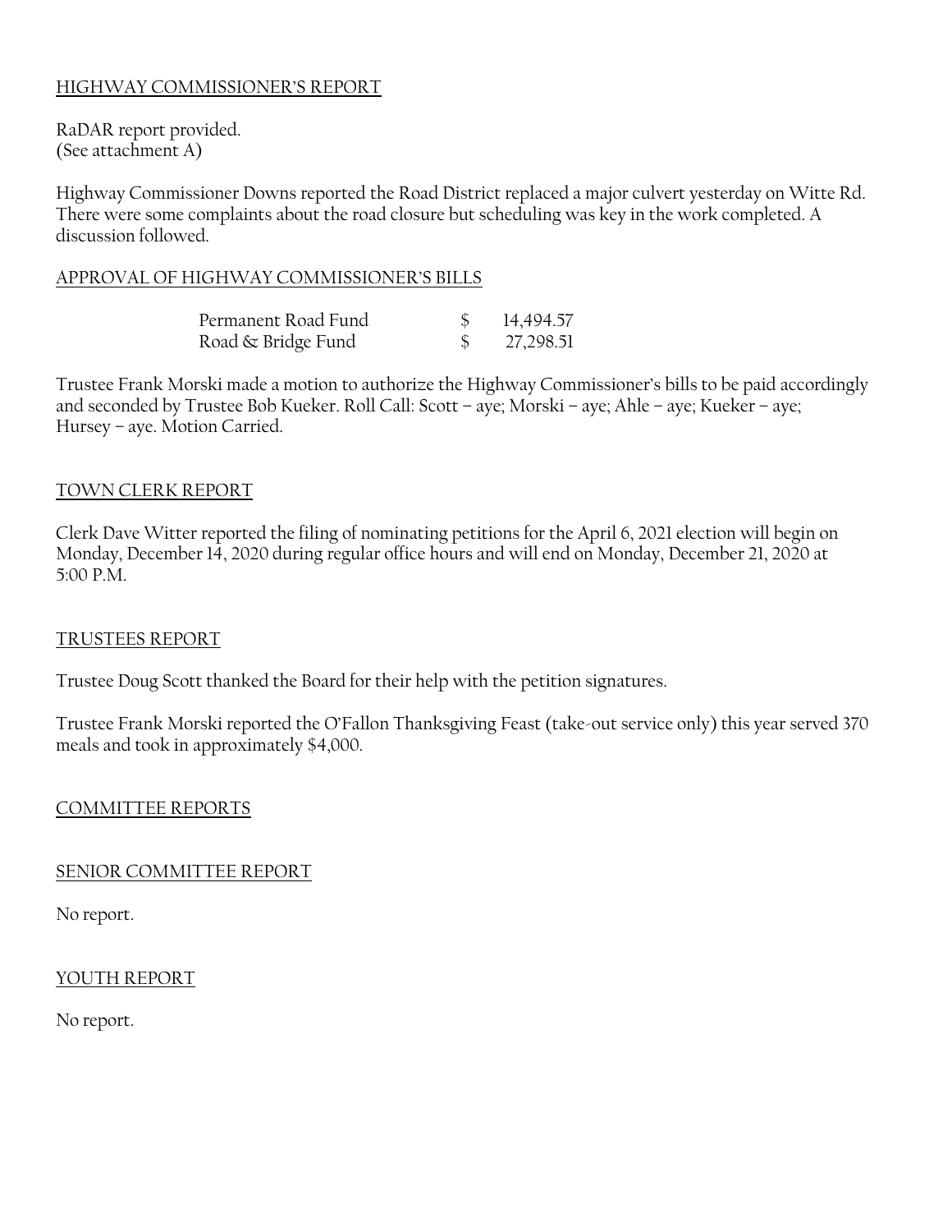## HIGHWAY COMMISSIONER'S REPORT

RaDAR report provided.
(See attachment A)

Highway Commissioner Downs reported the Road District replaced a major culvert yesterday on Witte Rd. There were some complaints about the road closure but scheduling was key in the work completed. A discussion followed.

## APPROVAL OF HIGHWAY COMMISSIONER'S BILLS

| | | |
|---|---|---|
| Permanent Road Fund | $ | 14,494.57 |
| Road & Bridge Fund | $ | 27,298.51 |

Trustee Frank Morski made a motion to authorize the Highway Commissioner's bills to be paid accordingly and seconded by Trustee Bob Kueker. Roll Call: Scott – aye; Morski – aye; Ahle – aye; Kueker – aye; Hursey – aye. Motion Carried.

## TOWN CLERK REPORT

Clerk Dave Witter reported the filing of nominating petitions for the April 6, 2021 election will begin on Monday, December 14, 2020 during regular office hours and will end on Monday, December 21, 2020 at 5:00 P.M.

## TRUSTEES REPORT

Trustee Doug Scott thanked the Board for their help with the petition signatures.

Trustee Frank Morski reported the O'Fallon Thanksgiving Feast (take-out service only) this year served 370 meals and took in approximately $4,000.

## COMMITTEE REPORTS

## SENIOR COMMITTEE REPORT

No report.

## YOUTH REPORT

No report.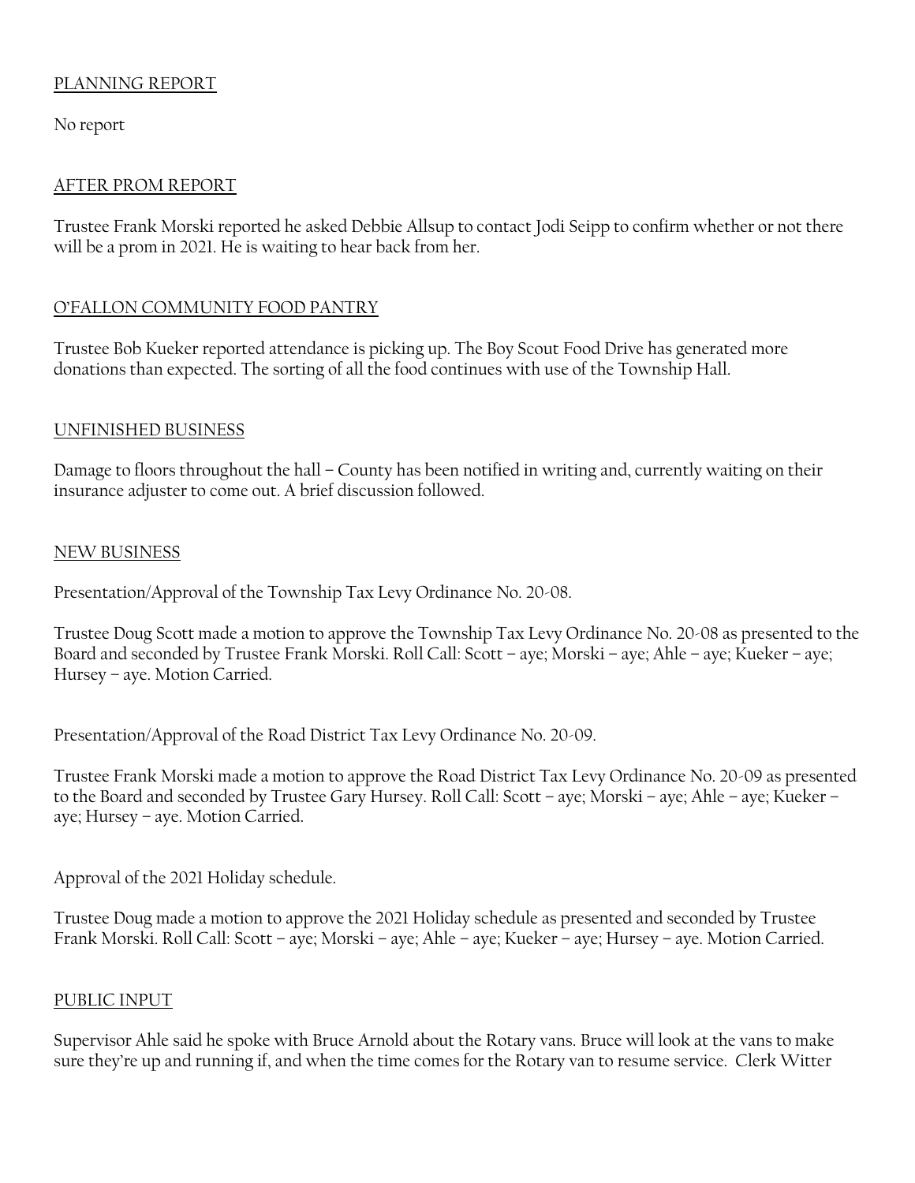## PLANNING REPORT

No report

## AFTER PROM REPORT

Trustee Frank Morski reported he asked Debbie Allsup to contact Jodi Seipp to confirm whether or not there will be a prom in 2021. He is waiting to hear back from her.

## O'FALLON COMMUNITY FOOD PANTRY

Trustee Bob Kueker reported attendance is picking up. The Boy Scout Food Drive has generated more donations than expected. The sorting of all the food continues with use of the Township Hall.

## UNFINISHED BUSINESS

Damage to floors throughout the hall – County has been notified in writing and, currently waiting on their insurance adjuster to come out. A brief discussion followed.

## NEW BUSINESS

Presentation/Approval of the Township Tax Levy Ordinance No. 20-08.

Trustee Doug Scott made a motion to approve the Township Tax Levy Ordinance No. 20-08 as presented to the Board and seconded by Trustee Frank Morski. Roll Call: Scott – aye; Morski – aye; Ahle – aye; Kueker – aye; Hursey – aye. Motion Carried.

Presentation/Approval of the Road District Tax Levy Ordinance No. 20-09.

Trustee Frank Morski made a motion to approve the Road District Tax Levy Ordinance No. 20-09 as presented to the Board and seconded by Trustee Gary Hursey. Roll Call: Scott – aye; Morski – aye; Ahle – aye; Kueker – aye; Hursey – aye. Motion Carried.

Approval of the 2021 Holiday schedule.

Trustee Doug made a motion to approve the 2021 Holiday schedule as presented and seconded by Trustee Frank Morski. Roll Call: Scott – aye; Morski – aye; Ahle – aye; Kueker – aye; Hursey – aye. Motion Carried.

## PUBLIC INPUT

Supervisor Ahle said he spoke with Bruce Arnold about the Rotary vans. Bruce will look at the vans to make sure they're up and running if, and when the time comes for the Rotary van to resume service. Clerk Witter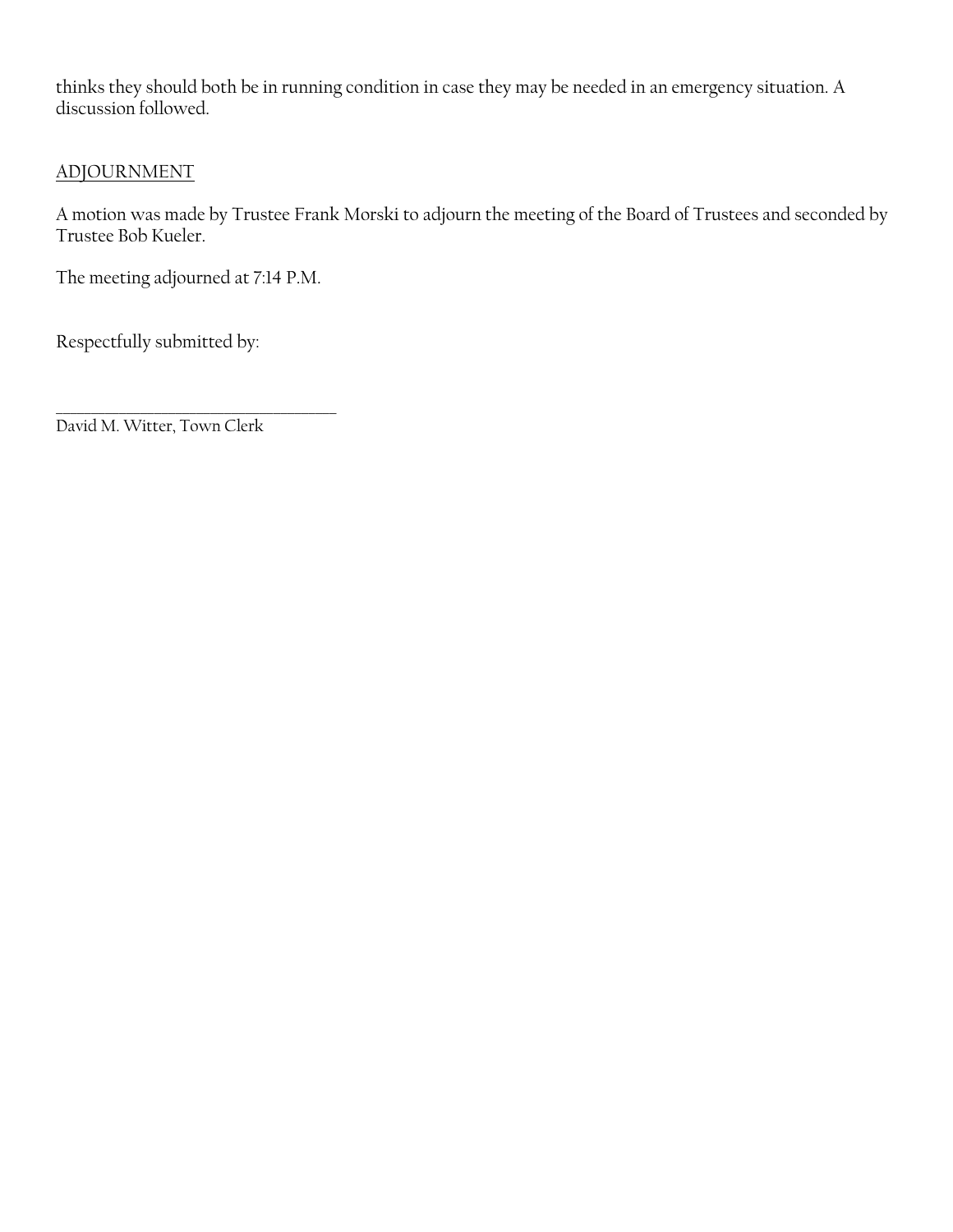thinks they should both be in running condition in case they may be needed in an emergency situation. A discussion followed.

ADJOURNMENT

A motion was made by Trustee Frank Morski to adjourn the meeting of the Board of Trustees and seconded by Trustee Bob Kueler.

The meeting adjourned at 7:14 P.M.

Respectfully submitted by:

\_\_\_\_\_\_\_\_\_\_\_\_\_\_\_\_\_\_\_\_\_\_\_\_\_\_\_\_\_\_\_\_\_\_\_\_

David M. Witter, Town Clerk